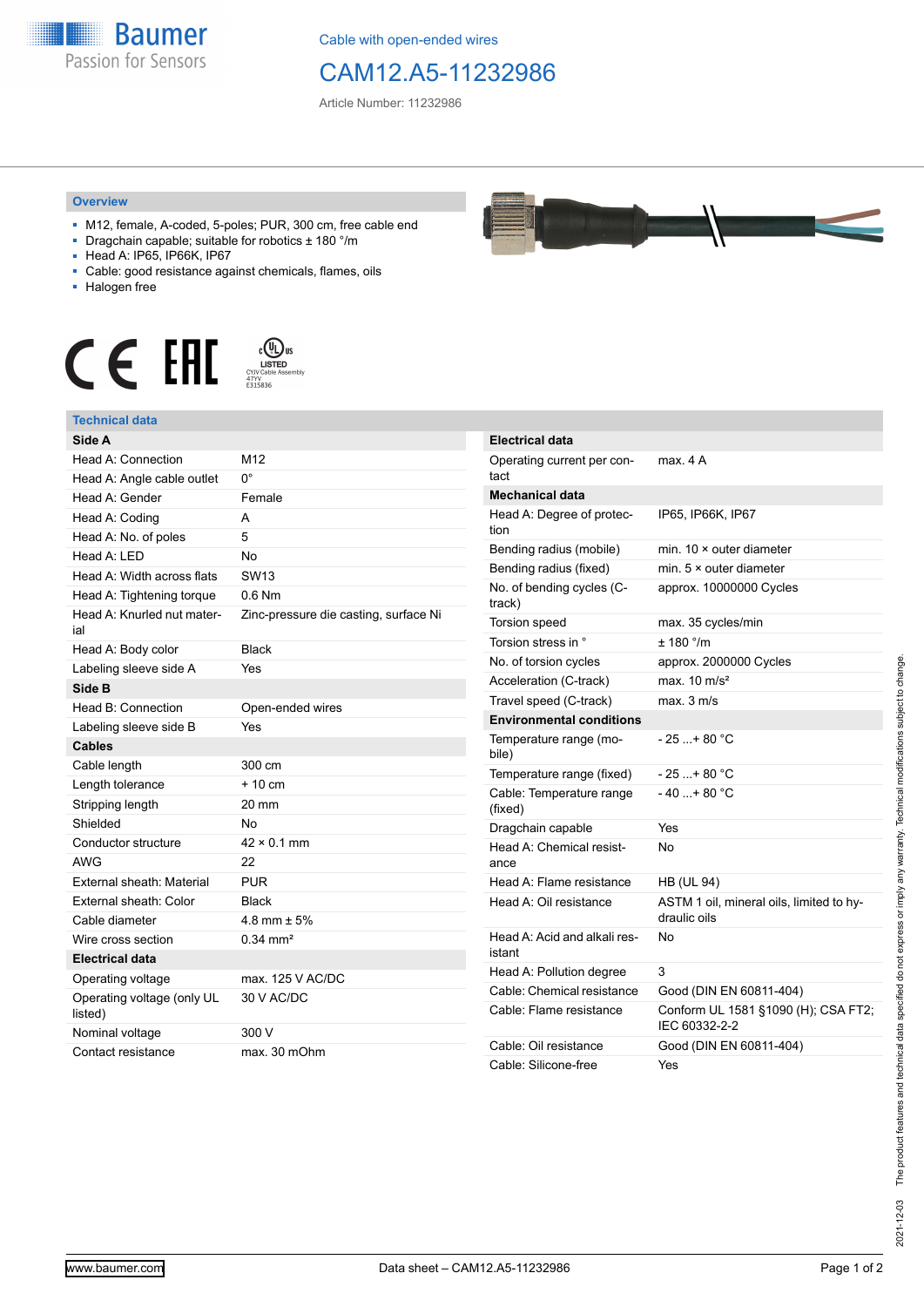Cable with open-ended wires

# CAM12.A5-11232986

Article Number: 11232986

## Overview

- M12, female, A-coded, 5-poles; PUR, 300 cm, free cable end
- Dragchain capable; suitable for robotics ± 180 °/m
- Head A: IP65, IP66K, IP67
- Cable: good resistance against chemicals, flames, oils
- Halogen free

LISTED
CYJV Cable Assembly
47YV
E315836

## Technical data

| **Side A** | |
|---|---|
| Head A: Connection | M12 |
| Head A: Angle cable outlet | 0° |
| Head A: Gender | Female |
| Head A: Coding | A |
| Head A: No. of poles | 5 |
| Head A: LED | No |
| Head A: Width across flats | SW13 |
| Head A: Tightening torque | 0.6 Nm |
| Head A: Knurled nut material | Zinc-pressure die casting, surface Ni |
| Head A: Body color | Black |
| Labeling sleeve side A | Yes |
| **Side B** | |
| Head B: Connection | Open-ended wires |
| Labeling sleeve side B | Yes |
| **Cables** | |
| Cable length | 300 cm |
| Length tolerance | + 10 cm |
| Stripping length | 20 mm |
| Shielded | No |
| Conductor structure | 42 × 0.1 mm |
| AWG | 22 |
| External sheath: Material | PUR |
| External sheath: Color | Black |
| Cable diameter | 4.8 mm ± 5% |
| Wire cross section | 0.34 mm² |
| **Electrical data** | |
| Operating voltage | max. 125 V AC/DC |
| Operating voltage (only UL listed) | 30 V AC/DC |
| Nominal voltage | 300 V |
| Contact resistance | max. 30 mOhm |

| **Electrical data** | |
|---|---|
| Operating current per contact | max. 4 A |
| **Mechanical data** | |
| Head A: Degree of protection | IP65, IP66K, IP67 |
| Bending radius (mobile) | min. 10 × outer diameter |
| Bending radius (fixed) | min. 5 × outer diameter |
| No. of bending cycles (C-track) | approx. 10000000 Cycles |
| Torsion speed | max. 35 cycles/min |
| Torsion stress in ° | ± 180 °/m |
| No. of torsion cycles | approx. 2000000 Cycles |
| Acceleration (C-track) | max. 10 m/s² |
| Travel speed (C-track) | max. 3 m/s |
| **Environmental conditions** | |
| Temperature range (mobile) | - 25 ...+ 80 °C |
| Temperature range (fixed) | - 25 ...+ 80 °C |
| Cable: Temperature range (fixed) | - 40 ...+ 80 °C |
| Dragchain capable | Yes |
| Head A: Chemical resistance | No |
| Head A: Flame resistance | HB (UL 94) |
| Head A: Oil resistance | ASTM 1 oil, mineral oils, limited to hydraulic oils |
| Head A: Acid and alkali resistant | No |
| Head A: Pollution degree | 3 |
| Cable: Chemical resistance | Good (DIN EN 60811-404) |
| Cable: Flame resistance | Conform UL 1581 §1090 (H); CSA FT2; IEC 60332-2-2 |
| Cable: Oil resistance | Good (DIN EN 60811-404) |
| Cable: Silicone-free | Yes |

2021-12-03 The product features and technical data specified do not express or imply any warranty. Technical modifications subject to change.

www.baumer.com Data sheet – CAM12.A5-11232986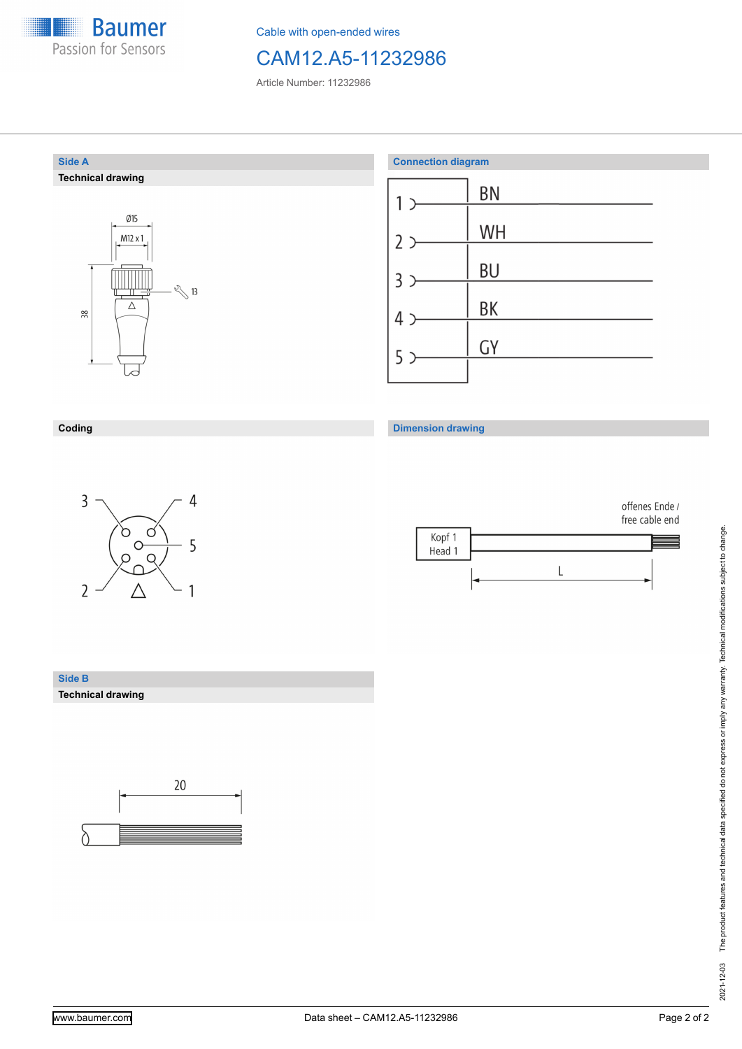Cable with open-ended wires

# CAM12.A5-11232986

Article Number: 11232986

## Side A

### Technical drawing

Ø15

M12 x 1

13

38

## Connection diagram

1 BN

2 WH

3 BU

4 BK

5 GY

### Coding

3 4

5

2 1

## Dimension drawing

Kopf 1
Head 1

offenes Ende /
free cable end

L

## Side B

### Technical drawing

20

The product features and technical data specified do not express or imply any warranty. Technical modifications subject to change.

2021-12-03

www.baumer.com

Data sheet – CAM12.A5-11232986